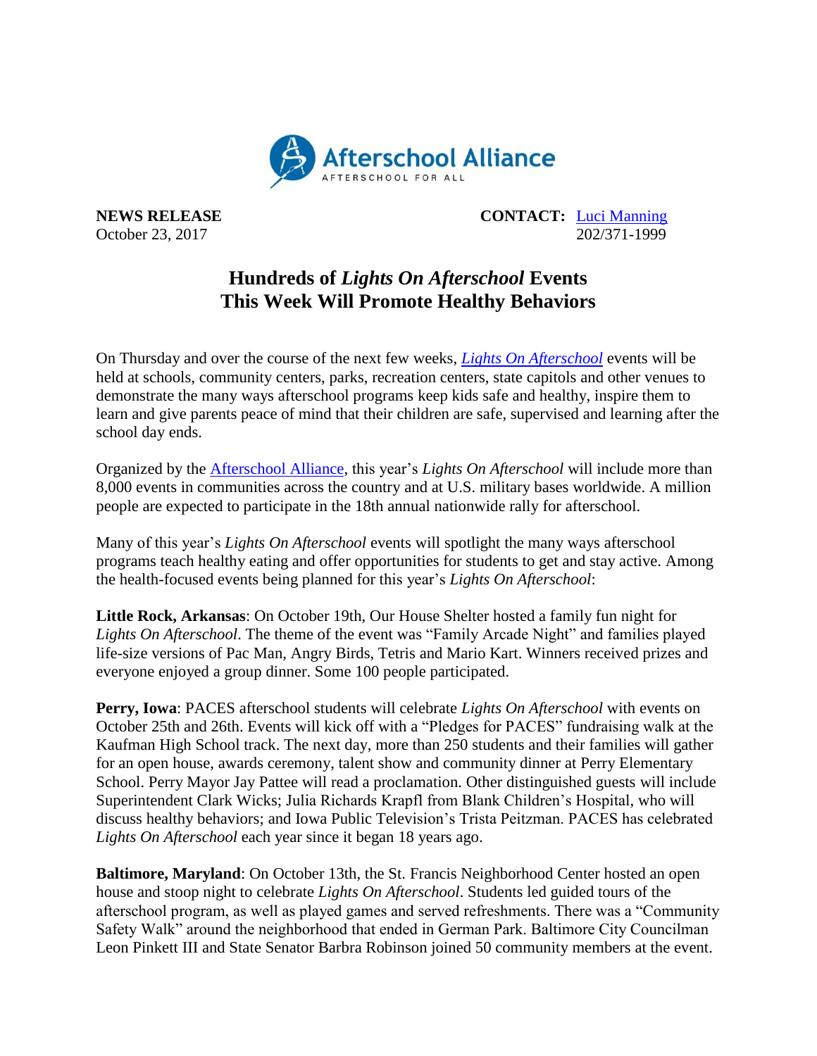Afterschool Alliance
AFTERSCHOOL FOR ALL

**NEWS RELEASE**
October 23, 2017

**CONTACT:** [Luci Manning](#)
202/371-1999

# Hundreds of *Lights On Afterschool* Events This Week Will Promote Healthy Behaviors

On Thursday and over the course of the next few weeks, [*Lights On Afterschool*](#) events will be held at schools, community centers, parks, recreation centers, state capitols and other venues to demonstrate the many ways afterschool programs keep kids safe and healthy, inspire them to learn and give parents peace of mind that their children are safe, supervised and learning after the school day ends.

Organized by the [Afterschool Alliance](#), this year's *Lights On Afterschool* will include more than 8,000 events in communities across the country and at U.S. military bases worldwide. A million people are expected to participate in the 18th annual nationwide rally for afterschool.

Many of this year's *Lights On Afterschool* events will spotlight the many ways afterschool programs teach healthy eating and offer opportunities for students to get and stay active. Among the health-focused events being planned for this year's *Lights On Afterschool*:

**Little Rock, Arkansas**: On October 19th, Our House Shelter hosted a family fun night for *Lights On Afterschool*. The theme of the event was "Family Arcade Night" and families played life-size versions of Pac Man, Angry Birds, Tetris and Mario Kart. Winners received prizes and everyone enjoyed a group dinner. Some 100 people participated.

**Perry, Iowa**: PACES afterschool students will celebrate *Lights On Afterschool* with events on October 25th and 26th. Events will kick off with a "Pledges for PACES" fundraising walk at the Kaufman High School track. The next day, more than 250 students and their families will gather for an open house, awards ceremony, talent show and community dinner at Perry Elementary School. Perry Mayor Jay Pattee will read a proclamation. Other distinguished guests will include Superintendent Clark Wicks; Julia Richards Krapfl from Blank Children's Hospital, who will discuss healthy behaviors; and Iowa Public Television's Trista Peitzman. PACES has celebrated *Lights On Afterschool* each year since it began 18 years ago.

**Baltimore, Maryland**: On October 13th, the St. Francis Neighborhood Center hosted an open house and stoop night to celebrate *Lights On Afterschool*. Students led guided tours of the afterschool program, as well as played games and served refreshments. There was a "Community Safety Walk" around the neighborhood that ended in German Park. Baltimore City Councilman Leon Pinkett III and State Senator Barbra Robinson joined 50 community members at the event.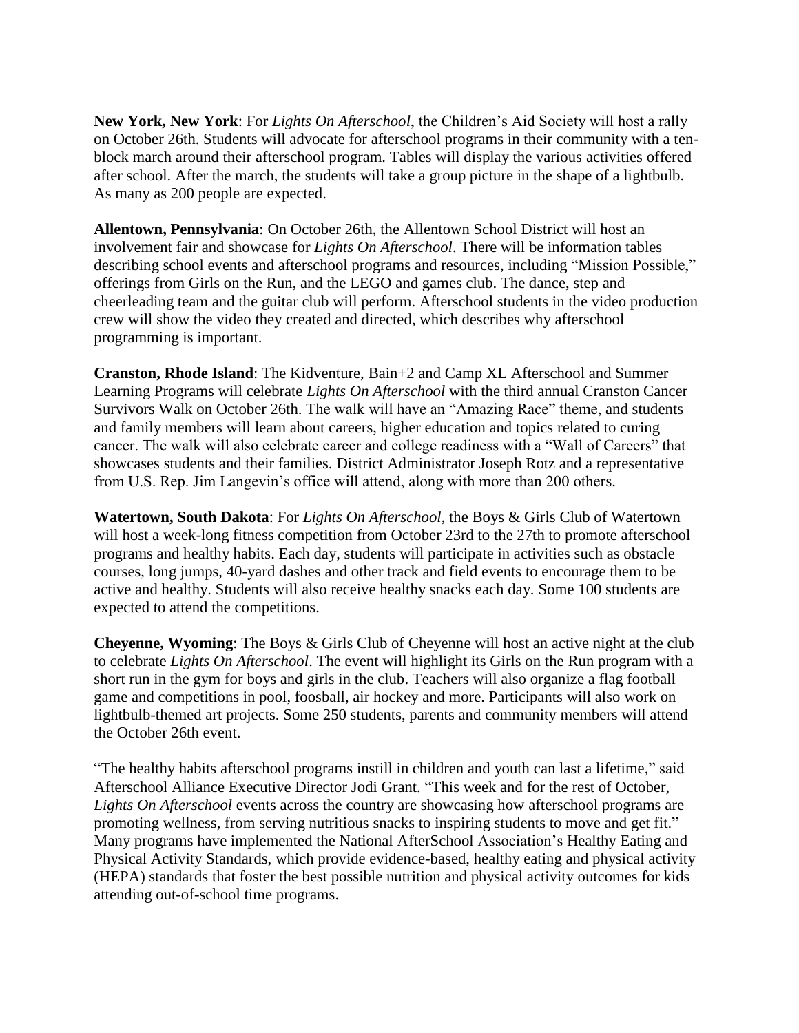**New York, New York**: For *Lights On Afterschool*, the Children's Aid Society will host a rally on October 26th. Students will advocate for afterschool programs in their community with a ten-block march around their afterschool program. Tables will display the various activities offered after school. After the march, the students will take a group picture in the shape of a lightbulb. As many as 200 people are expected.

**Allentown, Pennsylvania**: On October 26th, the Allentown School District will host an involvement fair and showcase for *Lights On Afterschool*. There will be information tables describing school events and afterschool programs and resources, including "Mission Possible," offerings from Girls on the Run, and the LEGO and games club. The dance, step and cheerleading team and the guitar club will perform. Afterschool students in the video production crew will show the video they created and directed, which describes why afterschool programming is important.

**Cranston, Rhode Island**: The Kidventure, Bain+2 and Camp XL Afterschool and Summer Learning Programs will celebrate *Lights On Afterschool* with the third annual Cranston Cancer Survivors Walk on October 26th. The walk will have an "Amazing Race" theme, and students and family members will learn about careers, higher education and topics related to curing cancer. The walk will also celebrate career and college readiness with a "Wall of Careers" that showcases students and their families. District Administrator Joseph Rotz and a representative from U.S. Rep. Jim Langevin's office will attend, along with more than 200 others.

**Watertown, South Dakota**: For *Lights On Afterschool*, the Boys & Girls Club of Watertown will host a week-long fitness competition from October 23rd to the 27th to promote afterschool programs and healthy habits. Each day, students will participate in activities such as obstacle courses, long jumps, 40-yard dashes and other track and field events to encourage them to be active and healthy. Students will also receive healthy snacks each day. Some 100 students are expected to attend the competitions.

**Cheyenne, Wyoming**: The Boys & Girls Club of Cheyenne will host an active night at the club to celebrate *Lights On Afterschool*. The event will highlight its Girls on the Run program with a short run in the gym for boys and girls in the club. Teachers will also organize a flag football game and competitions in pool, foosball, air hockey and more. Participants will also work on lightbulb-themed art projects. Some 250 students, parents and community members will attend the October 26th event.

"The healthy habits afterschool programs instill in children and youth can last a lifetime," said Afterschool Alliance Executive Director Jodi Grant. "This week and for the rest of October, *Lights On Afterschool* events across the country are showcasing how afterschool programs are promoting wellness, from serving nutritious snacks to inspiring students to move and get fit." Many programs have implemented the National AfterSchool Association's Healthy Eating and Physical Activity Standards, which provide evidence-based, healthy eating and physical activity (HEPA) standards that foster the best possible nutrition and physical activity outcomes for kids attending out-of-school time programs.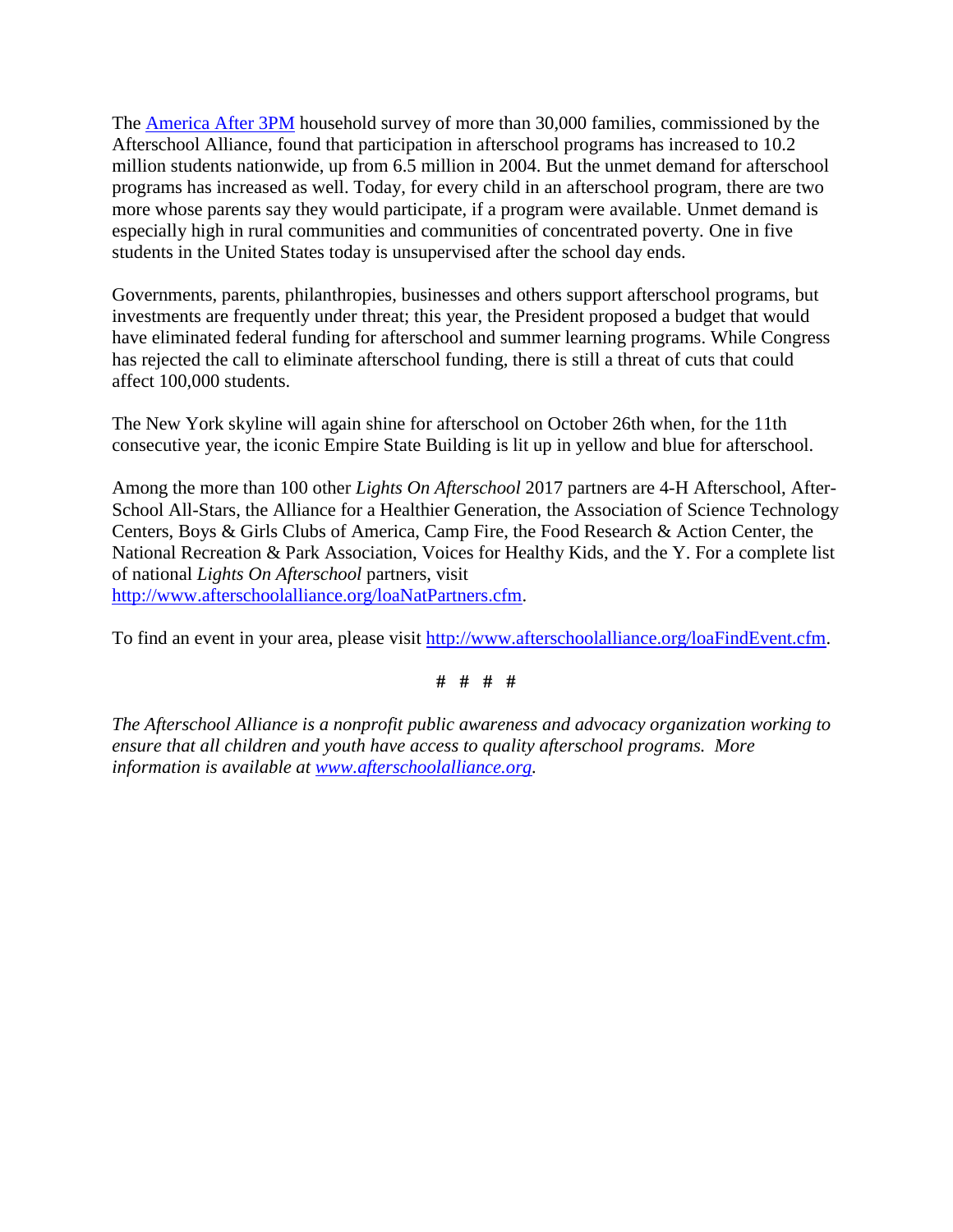The [America After 3PM](#) household survey of more than 30,000 families, commissioned by the Afterschool Alliance, found that participation in afterschool programs has increased to 10.2 million students nationwide, up from 6.5 million in 2004. But the unmet demand for afterschool programs has increased as well. Today, for every child in an afterschool program, there are two more whose parents say they would participate, if a program were available. Unmet demand is especially high in rural communities and communities of concentrated poverty. One in five students in the United States today is unsupervised after the school day ends.

Governments, parents, philanthropies, businesses and others support afterschool programs, but investments are frequently under threat; this year, the President proposed a budget that would have eliminated federal funding for afterschool and summer learning programs. While Congress has rejected the call to eliminate afterschool funding, there is still a threat of cuts that could affect 100,000 students.

The New York skyline will again shine for afterschool on October 26th when, for the 11th consecutive year, the iconic Empire State Building is lit up in yellow and blue for afterschool.

Among the more than 100 other *Lights On Afterschool* 2017 partners are 4-H Afterschool, After-School All-Stars, the Alliance for a Healthier Generation, the Association of Science Technology Centers, Boys & Girls Clubs of America, Camp Fire, the Food Research & Action Center, the National Recreation & Park Association, Voices for Healthy Kids, and the Y. For a complete list of national *Lights On Afterschool* partners, visit http://www.afterschoolalliance.org/loaNatPartners.cfm.

To find an event in your area, please visit http://www.afterschoolalliance.org/loaFindEvent.cfm.

# # # #

*The Afterschool Alliance is a nonprofit public awareness and advocacy organization working to ensure that all children and youth have access to quality afterschool programs. More information is available at www.afterschoolalliance.org.*